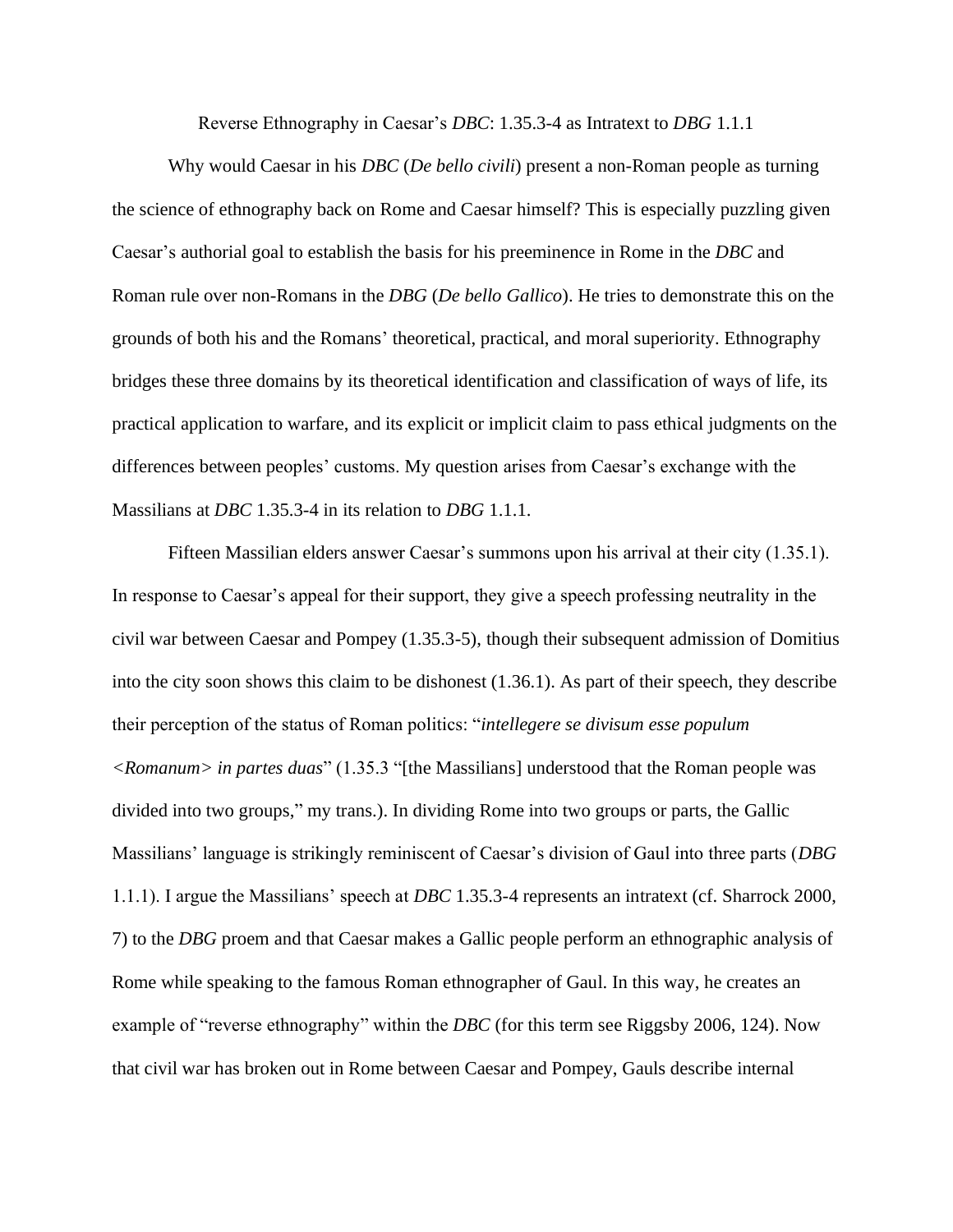# Reverse Ethnography in Caesar's *DBC*: 1.35.3-4 as Intratext to *DBG* 1.1.1

Why would Caesar in his *DBC* (*De bello civili*) present a non-Roman people as turning the science of ethnography back on Rome and Caesar himself? This is especially puzzling given Caesar's authorial goal to establish the basis for his preeminence in Rome in the *DBC* and Roman rule over non-Romans in the *DBG* (*De bello Gallico*). He tries to demonstrate this on the grounds of both his and the Romans' theoretical, practical, and moral superiority. Ethnography bridges these three domains by its theoretical identification and classification of ways of life, its practical application to warfare, and its explicit or implicit claim to pass ethical judgments on the differences between peoples' customs. My question arises from Caesar's exchange with the Massilians at *DBC* 1.35.3-4 in its relation to *DBG* 1.1.1.

Fifteen Massilian elders answer Caesar's summons upon his arrival at their city (1.35.1). In response to Caesar's appeal for their support, they give a speech professing neutrality in the civil war between Caesar and Pompey (1.35.3-5), though their subsequent admission of Domitius into the city soon shows this claim to be dishonest (1.36.1). As part of their speech, they describe their perception of the status of Roman politics: "*intellegere se divisum esse populum <Romanum> in partes duas*" (1.35.3 "[the Massilians] understood that the Roman people was divided into two groups," my trans.). In dividing Rome into two groups or parts, the Gallic Massilians' language is strikingly reminiscent of Caesar's division of Gaul into three parts (*DBG* 1.1.1). I argue the Massilians' speech at *DBC* 1.35.3-4 represents an intratext (cf. Sharrock 2000, 7) to the *DBG* proem and that Caesar makes a Gallic people perform an ethnographic analysis of Rome while speaking to the famous Roman ethnographer of Gaul. In this way, he creates an example of "reverse ethnography" within the *DBC* (for this term see Riggsby 2006, 124). Now that civil war has broken out in Rome between Caesar and Pompey, Gauls describe internal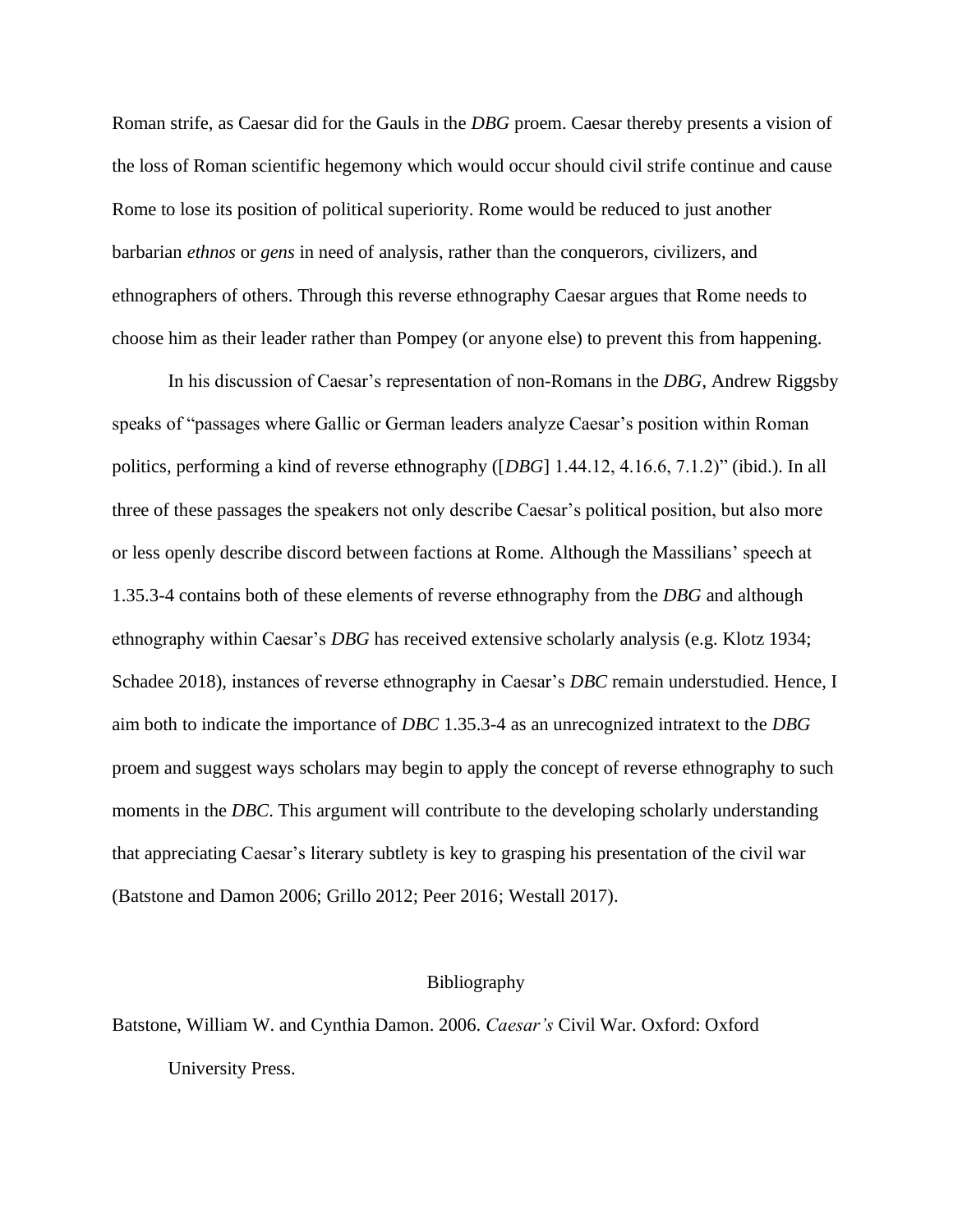Roman strife, as Caesar did for the Gauls in the *DBG* proem. Caesar thereby presents a vision of the loss of Roman scientific hegemony which would occur should civil strife continue and cause Rome to lose its position of political superiority. Rome would be reduced to just another barbarian *ethnos* or *gens* in need of analysis, rather than the conquerors, civilizers, and ethnographers of others. Through this reverse ethnography Caesar argues that Rome needs to choose him as their leader rather than Pompey (or anyone else) to prevent this from happening.

In his discussion of Caesar's representation of non-Romans in the *DBG*, Andrew Riggsby speaks of "passages where Gallic or German leaders analyze Caesar's position within Roman politics, performing a kind of reverse ethnography ([*DBG*] 1.44.12, 4.16.6, 7.1.2)" (ibid.). In all three of these passages the speakers not only describe Caesar's political position, but also more or less openly describe discord between factions at Rome. Although the Massilians' speech at 1.35.3-4 contains both of these elements of reverse ethnography from the *DBG* and although ethnography within Caesar's *DBG* has received extensive scholarly analysis (e.g. Klotz 1934; Schadee 2018), instances of reverse ethnography in Caesar's *DBC* remain understudied. Hence, I aim both to indicate the importance of *DBC* 1.35.3-4 as an unrecognized intratext to the *DBG* proem and suggest ways scholars may begin to apply the concept of reverse ethnography to such moments in the *DBC*. This argument will contribute to the developing scholarly understanding that appreciating Caesar's literary subtlety is key to grasping his presentation of the civil war (Batstone and Damon 2006; Grillo 2012; Peer 2016; Westall 2017).

## Bibliography

Batstone, William W. and Cynthia Damon. 2006. *Caesar's* Civil War. Oxford: Oxford University Press.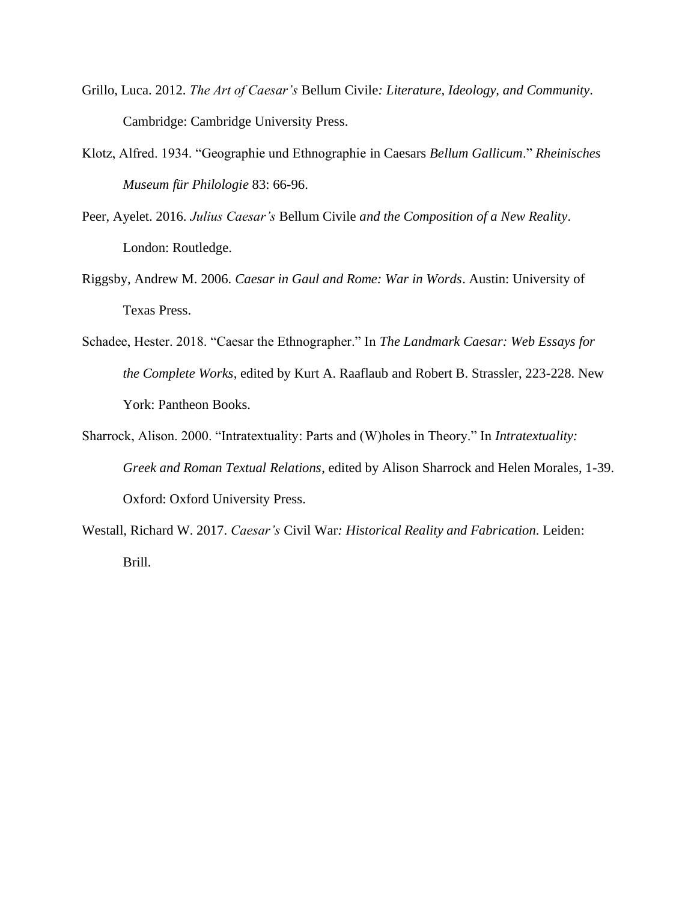Grillo, Luca. 2012. *The Art of Caesar's* Bellum Civile*: Literature, Ideology, and Community*. Cambridge: Cambridge University Press.

Klotz, Alfred. 1934. "Geographie und Ethnographie in Caesars *Bellum Gallicum*." *Rheinisches Museum für Philologie* 83: 66-96.

Peer, Ayelet. 2016. *Julius Caesar's* Bellum Civile *and the Composition of a New Reality*. London: Routledge.

Riggsby, Andrew M. 2006. *Caesar in Gaul and Rome: War in Words*. Austin: University of Texas Press.

Schadee, Hester. 2018. "Caesar the Ethnographer." In *The Landmark Caesar: Web Essays for the Complete Works*, edited by Kurt A. Raaflaub and Robert B. Strassler, 223-228. New York: Pantheon Books.

Sharrock, Alison. 2000. "Intratextuality: Parts and (W)holes in Theory." In *Intratextuality: Greek and Roman Textual Relations*, edited by Alison Sharrock and Helen Morales, 1-39. Oxford: Oxford University Press.

Westall, Richard W. 2017. *Caesar's* Civil War*: Historical Reality and Fabrication*. Leiden: Brill.